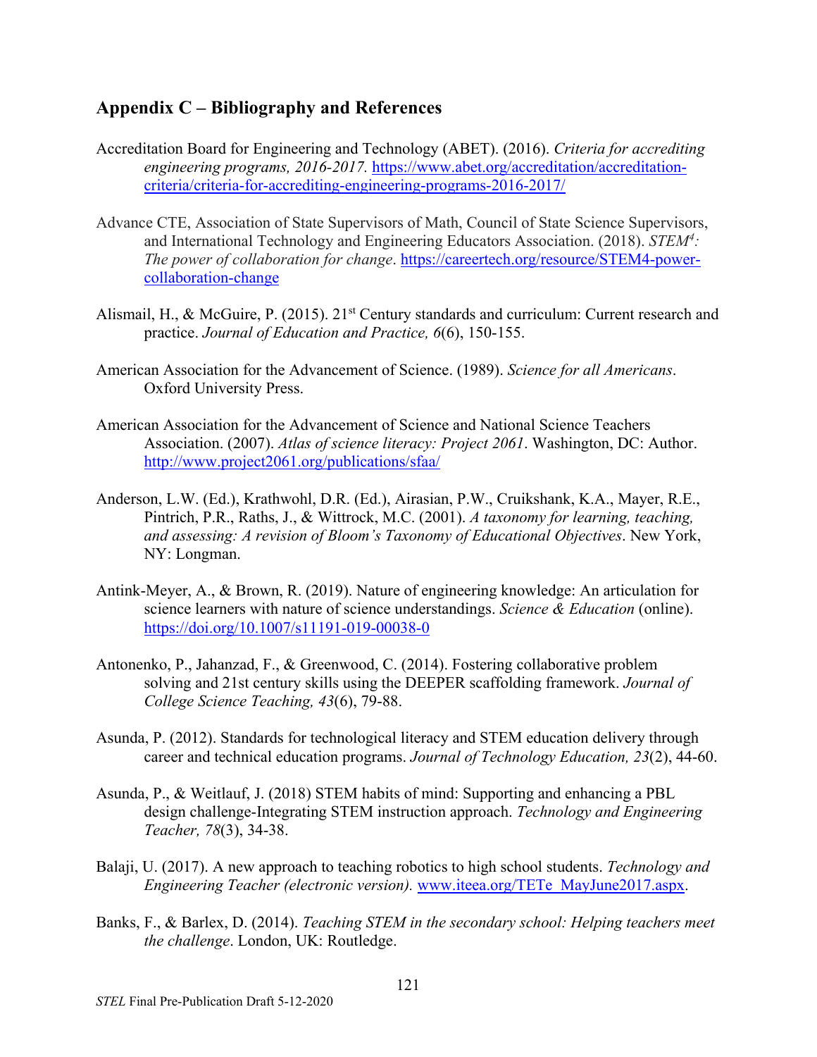## Appendix C – Bibliography and References

Accreditation Board for Engineering and Technology (ABET). (2016). *Criteria for accrediting engineering programs, 2016-2017.* https://www.abet.org/accreditation/accreditation-criteria/criteria-for-accrediting-engineering-programs-2016-2017/

Advance CTE, Association of State Supervisors of Math, Council of State Science Supervisors, and International Technology and Engineering Educators Association. (2018). *STEM$^4$: The power of collaboration for change*. https://careertech.org/resource/STEM4-power-collaboration-change

Alismail, H., & McGuire, P. (2015). 21$^{st}$ Century standards and curriculum: Current research and practice. *Journal of Education and Practice, 6*(6), 150-155.

American Association for the Advancement of Science. (1989). *Science for all Americans*. Oxford University Press.

American Association for the Advancement of Science and National Science Teachers Association. (2007). *Atlas of science literacy: Project 2061*. Washington, DC: Author. http://www.project2061.org/publications/sfaa/

Anderson, L.W. (Ed.), Krathwohl, D.R. (Ed.), Airasian, P.W., Cruikshank, K.A., Mayer, R.E., Pintrich, P.R., Raths, J., & Wittrock, M.C. (2001). *A taxonomy for learning, teaching, and assessing: A revision of Bloom's Taxonomy of Educational Objectives*. New York, NY: Longman.

Antink-Meyer, A., & Brown, R. (2019). Nature of engineering knowledge: An articulation for science learners with nature of science understandings. *Science & Education* (online). https://doi.org/10.1007/s11191-019-00038-0

Antonenko, P., Jahanzad, F., & Greenwood, C. (2014). Fostering collaborative problem solving and 21st century skills using the DEEPER scaffolding framework. *Journal of College Science Teaching, 43*(6), 79-88.

Asunda, P. (2012). Standards for technological literacy and STEM education delivery through career and technical education programs. *Journal of Technology Education, 23*(2), 44-60.

Asunda, P., & Weitlauf, J. (2018) STEM habits of mind: Supporting and enhancing a PBL design challenge-Integrating STEM instruction approach. *Technology and Engineering Teacher, 78*(3), 34-38.

Balaji, U. (2017). A new approach to teaching robotics to high school students. *Technology and Engineering Teacher (electronic version).* www.iteea.org/TETe_MayJune2017.aspx.

Banks, F., & Barlex, D. (2014). *Teaching STEM in the secondary school: Helping teachers meet the challenge*. London, UK: Routledge.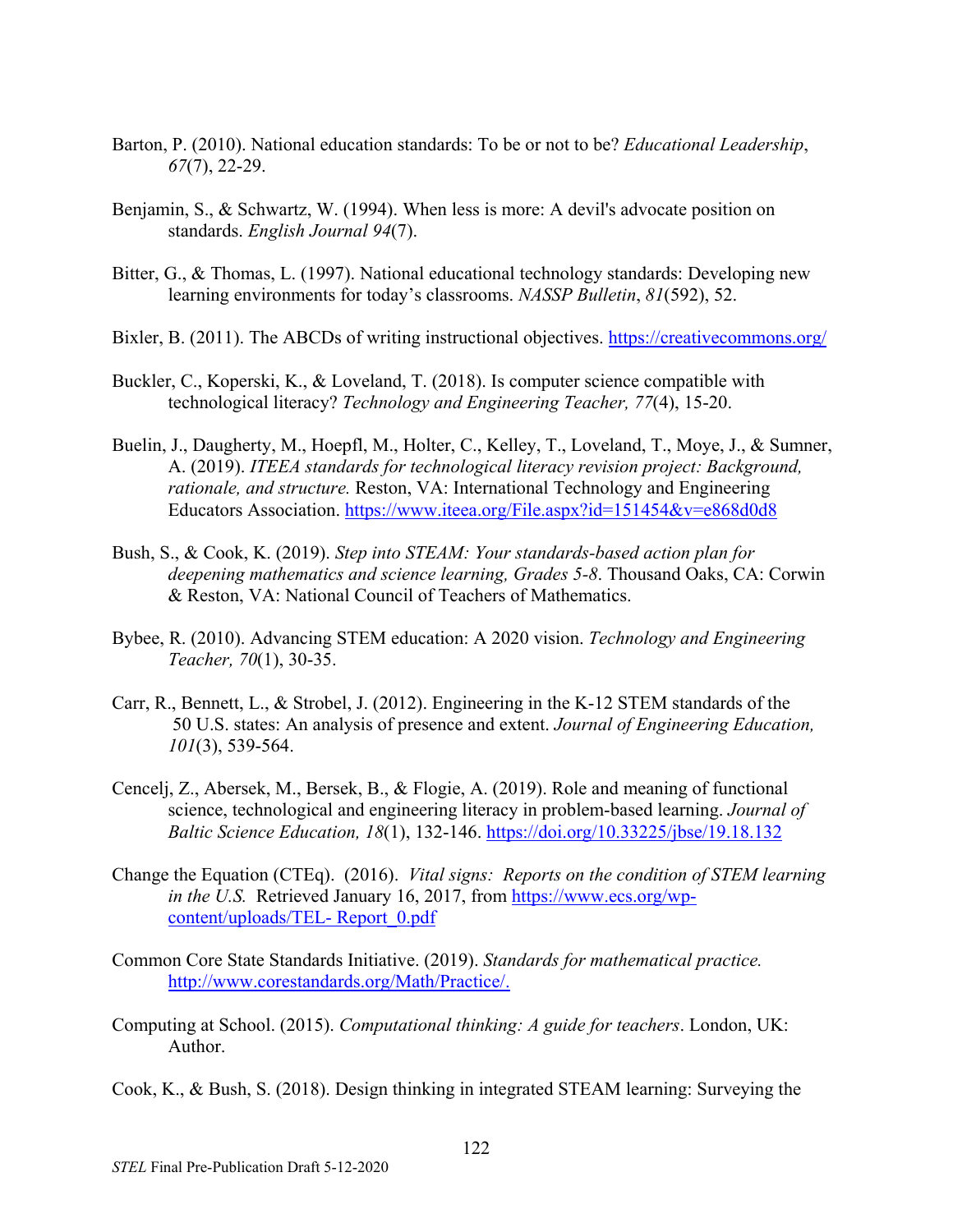Barton, P. (2010). National education standards: To be or not to be? *Educational Leadership*, *67*(7), 22-29.

Benjamin, S., & Schwartz, W. (1994). When less is more: A devil's advocate position on standards. *English Journal 94*(7).

Bitter, G., & Thomas, L. (1997). National educational technology standards: Developing new learning environments for today's classrooms. *NASSP Bulletin*, *81*(592), 52.

Bixler, B. (2011). The ABCDs of writing instructional objectives. https://creativecommons.org/

Buckler, C., Koperski, K., & Loveland, T. (2018). Is computer science compatible with technological literacy? *Technology and Engineering Teacher, 77*(4), 15-20.

Buelin, J., Daugherty, M., Hoepfl, M., Holter, C., Kelley, T., Loveland, T., Moye, J., & Sumner, A. (2019). *ITEEA standards for technological literacy revision project: Background, rationale, and structure.* Reston, VA: International Technology and Engineering Educators Association. https://www.iteea.org/File.aspx?id=151454&v=e868d0d8

Bush, S., & Cook, K. (2019). *Step into STEAM: Your standards-based action plan for deepening mathematics and science learning, Grades 5-8*. Thousand Oaks, CA: Corwin & Reston, VA: National Council of Teachers of Mathematics.

Bybee, R. (2010). Advancing STEM education: A 2020 vision. *Technology and Engineering Teacher, 70*(1), 30-35.

Carr, R., Bennett, L., & Strobel, J. (2012). Engineering in the K-12 STEM standards of the 50 U.S. states: An analysis of presence and extent. *Journal of Engineering Education, 101*(3), 539-564.

Cencelj, Z., Abersek, M., Bersek, B., & Flogie, A. (2019). Role and meaning of functional science, technological and engineering literacy in problem-based learning. *Journal of Baltic Science Education, 18*(1), 132-146. https://doi.org/10.33225/jbse/19.18.132

Change the Equation (CTEq). (2016). *Vital signs: Reports on the condition of STEM learning in the U.S.* Retrieved January 16, 2017, from https://www.ecs.org/wp-content/uploads/TEL- Report_0.pdf

Common Core State Standards Initiative. (2019). *Standards for mathematical practice.* http://www.corestandards.org/Math/Practice/.

Computing at School. (2015). *Computational thinking: A guide for teachers*. London, UK: Author.

Cook, K., & Bush, S. (2018). Design thinking in integrated STEAM learning: Surveying the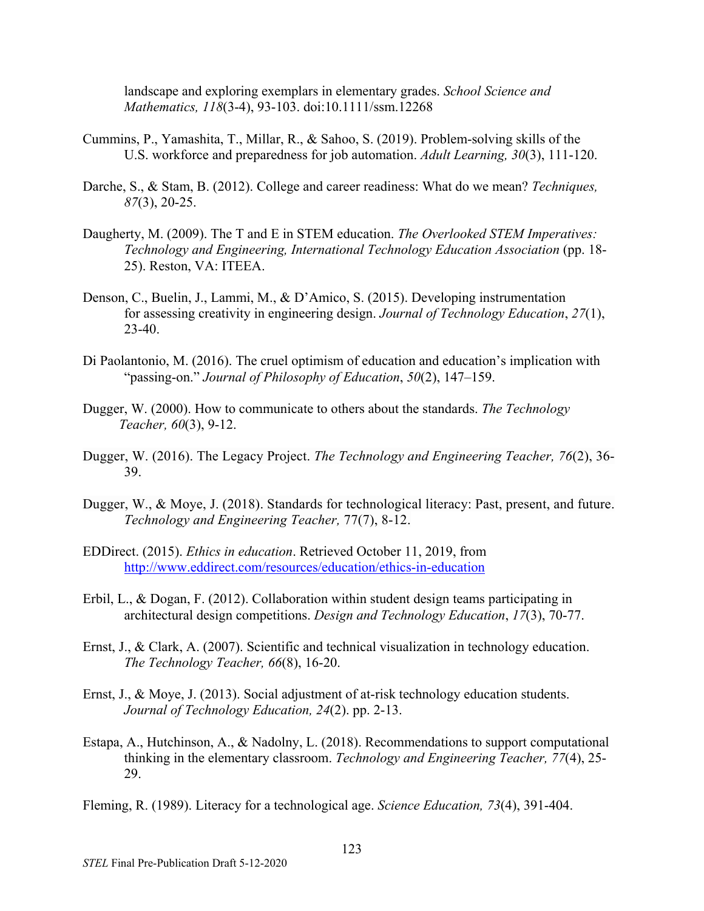landscape and exploring exemplars in elementary grades. *School Science and Mathematics, 118*(3-4), 93-103. doi:10.1111/ssm.12268

Cummins, P., Yamashita, T., Millar, R., & Sahoo, S. (2019). Problem-solving skills of the U.S. workforce and preparedness for job automation. *Adult Learning, 30*(3), 111-120.

Darche, S., & Stam, B. (2012). College and career readiness: What do we mean? *Techniques, 87*(3), 20-25.

Daugherty, M. (2009). The T and E in STEM education. *The Overlooked STEM Imperatives: Technology and Engineering, International Technology Education Association* (pp. 18-25). Reston, VA: ITEEA.

Denson, C., Buelin, J., Lammi, M., & D'Amico, S. (2015). Developing instrumentation for assessing creativity in engineering design. *Journal of Technology Education*, *27*(1), 23-40.

Di Paolantonio, M. (2016). The cruel optimism of education and education's implication with "passing-on." *Journal of Philosophy of Education*, *50*(2), 147–159.

Dugger, W. (2000). How to communicate to others about the standards. *The Technology Teacher, 60*(3), 9-12.

Dugger, W. (2016). The Legacy Project. *The Technology and Engineering Teacher, 76*(2), 36-39.

Dugger, W., & Moye, J. (2018). Standards for technological literacy: Past, present, and future. *Technology and Engineering Teacher,* 77(7), 8-12.

EDDirect. (2015). *Ethics in education*. Retrieved October 11, 2019, from http://www.eddirect.com/resources/education/ethics-in-education

Erbil, L., & Dogan, F. (2012). Collaboration within student design teams participating in architectural design competitions. *Design and Technology Education*, *17*(3), 70-77.

Ernst, J., & Clark, A. (2007). Scientific and technical visualization in technology education. *The Technology Teacher, 66*(8), 16-20.

Ernst, J., & Moye, J. (2013). Social adjustment of at-risk technology education students. *Journal of Technology Education, 24*(2). pp. 2-13.

Estapa, A., Hutchinson, A., & Nadolny, L. (2018). Recommendations to support computational thinking in the elementary classroom. *Technology and Engineering Teacher, 77*(4), 25-29.

Fleming, R. (1989). Literacy for a technological age. *Science Education, 73*(4), 391-404.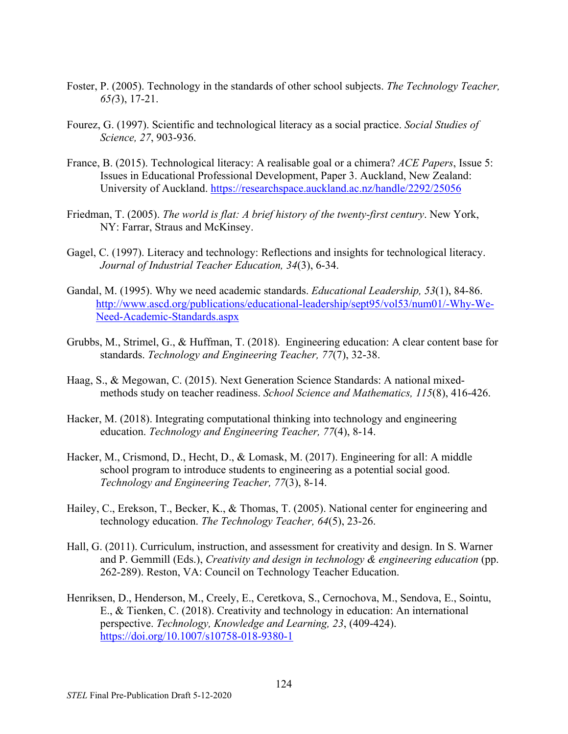Foster, P. (2005). Technology in the standards of other school subjects. *The Technology Teacher, 65(*3), 17-21.

Fourez, G. (1997). Scientific and technological literacy as a social practice. *Social Studies of Science, 27*, 903-936.

France, B. (2015). Technological literacy: A realisable goal or a chimera? *ACE Papers*, Issue 5: Issues in Educational Professional Development, Paper 3. Auckland, New Zealand: University of Auckland. https://researchspace.auckland.ac.nz/handle/2292/25056

Friedman, T. (2005). *The world is flat: A brief history of the twenty-first century*. New York, NY: Farrar, Straus and McKinsey.

Gagel, C. (1997). Literacy and technology: Reflections and insights for technological literacy. *Journal of Industrial Teacher Education, 34*(3), 6-34.

Gandal, M. (1995). Why we need academic standards. *Educational Leadership, 53*(1), 84-86. http://www.ascd.org/publications/educational-leadership/sept95/vol53/num01/-Why-We-Need-Academic-Standards.aspx

Grubbs, M., Strimel, G., & Huffman, T. (2018). Engineering education: A clear content base for standards. *Technology and Engineering Teacher, 77*(7), 32-38.

Haag, S., & Megowan, C. (2015). Next Generation Science Standards: A national mixed-methods study on teacher readiness. *School Science and Mathematics, 115*(8), 416-426.

Hacker, M. (2018). Integrating computational thinking into technology and engineering education. *Technology and Engineering Teacher, 77*(4), 8-14.

Hacker, M., Crismond, D., Hecht, D., & Lomask, M. (2017). Engineering for all: A middle school program to introduce students to engineering as a potential social good. *Technology and Engineering Teacher, 77*(3), 8-14.

Hailey, C., Erekson, T., Becker, K., & Thomas, T. (2005). National center for engineering and technology education. *The Technology Teacher, 64*(5), 23-26.

Hall, G. (2011). Curriculum, instruction, and assessment for creativity and design. In S. Warner and P. Gemmill (Eds.), *Creativity and design in technology & engineering education* (pp. 262-289). Reston, VA: Council on Technology Teacher Education.

Henriksen, D., Henderson, M., Creely, E., Ceretkova, S., Cernochova, M., Sendova, E., Sointu, E., & Tienken, C. (2018). Creativity and technology in education: An international perspective. *Technology, Knowledge and Learning, 23*, (409-424). https://doi.org/10.1007/s10758-018-9380-1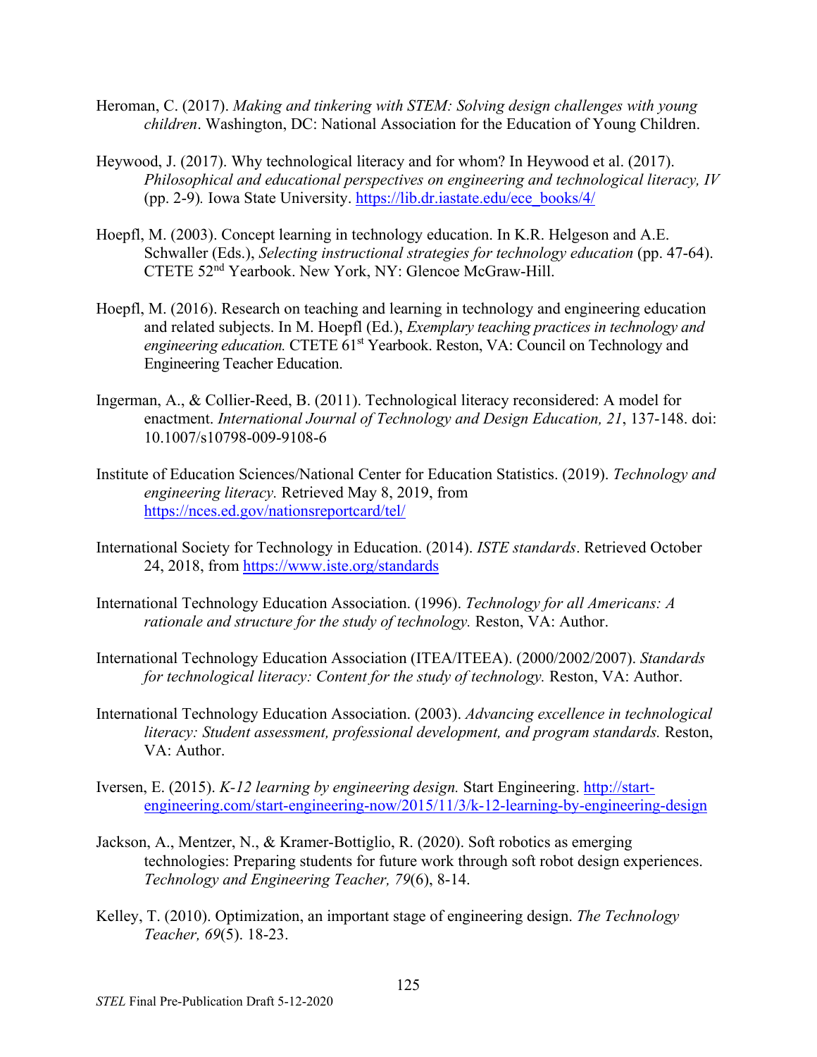Heroman, C. (2017). *Making and tinkering with STEM: Solving design challenges with young children*. Washington, DC: National Association for the Education of Young Children.

Heywood, J. (2017). Why technological literacy and for whom? In Heywood et al. (2017). *Philosophical and educational perspectives on engineering and technological literacy, IV* (pp. 2-9)*.* Iowa State University. https://lib.dr.iastate.edu/ece_books/4/

Hoepfl, M. (2003). Concept learning in technology education. In K.R. Helgeson and A.E. Schwaller (Eds.), *Selecting instructional strategies for technology education* (pp. 47-64). CTETE 52nd Yearbook. New York, NY: Glencoe McGraw-Hill.

Hoepfl, M. (2016). Research on teaching and learning in technology and engineering education and related subjects. In M. Hoepfl (Ed.), *Exemplary teaching practices in technology and engineering education.* CTETE 61st Yearbook. Reston, VA: Council on Technology and Engineering Teacher Education.

Ingerman, A., & Collier-Reed, B. (2011). Technological literacy reconsidered: A model for enactment. *International Journal of Technology and Design Education, 21*, 137-148. doi: 10.1007/s10798-009-9108-6

Institute of Education Sciences/National Center for Education Statistics. (2019). *Technology and engineering literacy.* Retrieved May 8, 2019, from https://nces.ed.gov/nationsreportcard/tel/

International Society for Technology in Education. (2014). *ISTE standards*. Retrieved October 24, 2018, from https://www.iste.org/standards

International Technology Education Association. (1996). *Technology for all Americans: A rationale and structure for the study of technology.* Reston, VA: Author.

International Technology Education Association (ITEA/ITEEA). (2000/2002/2007). *Standards for technological literacy: Content for the study of technology.* Reston, VA: Author.

International Technology Education Association. (2003). *Advancing excellence in technological literacy: Student assessment, professional development, and program standards.* Reston, VA: Author.

Iversen, E. (2015). *K-12 learning by engineering design.* Start Engineering. http://start-engineering.com/start-engineering-now/2015/11/3/k-12-learning-by-engineering-design

Jackson, A., Mentzer, N., & Kramer-Bottiglio, R. (2020). Soft robotics as emerging technologies: Preparing students for future work through soft robot design experiences. *Technology and Engineering Teacher, 79*(6), 8-14.

Kelley, T. (2010). Optimization, an important stage of engineering design. *The Technology Teacher, 69*(5). 18-23.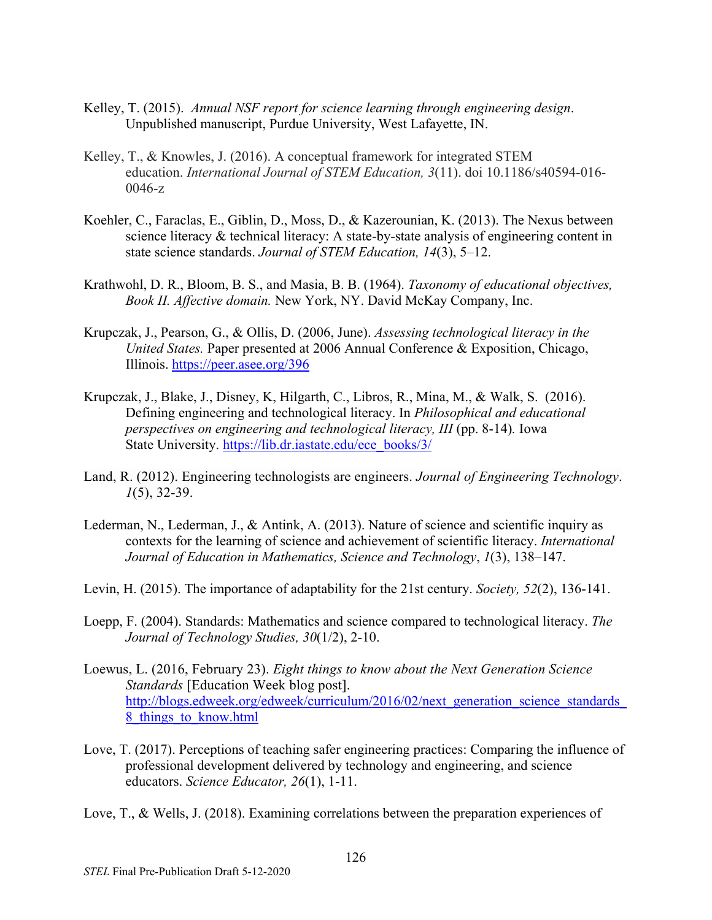Kelley, T. (2015). *Annual NSF report for science learning through engineering design*. Unpublished manuscript, Purdue University, West Lafayette, IN.

Kelley, T., & Knowles, J. (2016). A conceptual framework for integrated STEM education. *International Journal of STEM Education, 3*(11). doi 10.1186/s40594-016-0046-z

Koehler, C., Faraclas, E., Giblin, D., Moss, D., & Kazerounian, K. (2013). The Nexus between science literacy & technical literacy: A state-by-state analysis of engineering content in state science standards. *Journal of STEM Education, 14*(3), 5–12.

Krathwohl, D. R., Bloom, B. S., and Masia, B. B. (1964). *Taxonomy of educational objectives, Book II. Affective domain.* New York, NY. David McKay Company, Inc.

Krupczak, J., Pearson, G., & Ollis, D. (2006, June). *Assessing technological literacy in the United States.* Paper presented at 2006 Annual Conference & Exposition, Chicago, Illinois. https://peer.asee.org/396

Krupczak, J., Blake, J., Disney, K, Hilgarth, C., Libros, R., Mina, M., & Walk, S. (2016). Defining engineering and technological literacy. In *Philosophical and educational perspectives on engineering and technological literacy, III* (pp. 8-14)*.* Iowa State University. https://lib.dr.iastate.edu/ece_books/3/

Land, R. (2012). Engineering technologists are engineers. *Journal of Engineering Technology*. *1*(5), 32-39.

Lederman, N., Lederman, J., & Antink, A. (2013). Nature of science and scientific inquiry as contexts for the learning of science and achievement of scientific literacy. *International Journal of Education in Mathematics, Science and Technology*, *1*(3), 138–147.

Levin, H. (2015). The importance of adaptability for the 21st century. *Society, 52*(2), 136-141.

Loepp, F. (2004). Standards: Mathematics and science compared to technological literacy. *The Journal of Technology Studies, 30*(1/2), 2-10.

Loewus, L. (2016, February 23). *Eight things to know about the Next Generation Science Standards* [Education Week blog post]. http://blogs.edweek.org/edweek/curriculum/2016/02/next_generation_science_standards_8_things_to_know.html

Love, T. (2017). Perceptions of teaching safer engineering practices: Comparing the influence of professional development delivered by technology and engineering, and science educators. *Science Educator, 26*(1), 1-11.

Love, T., & Wells, J. (2018). Examining correlations between the preparation experiences of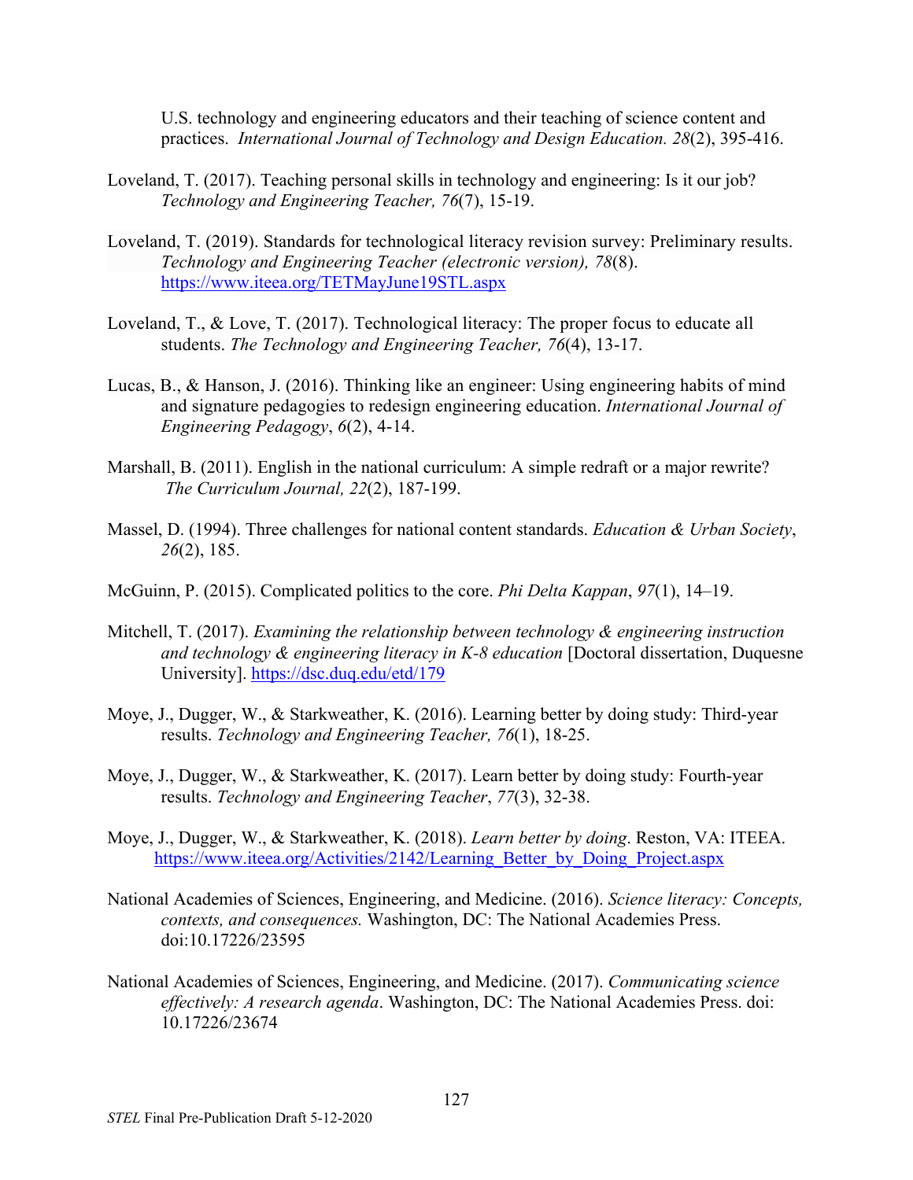U.S. technology and engineering educators and their teaching of science content and practices. *International Journal of Technology and Design Education. 28*(2), 395-416.

Loveland, T. (2017). Teaching personal skills in technology and engineering: Is it our job? *Technology and Engineering Teacher, 76*(7), 15-19.

Loveland, T. (2019). Standards for technological literacy revision survey: Preliminary results. *Technology and Engineering Teacher (electronic version), 78*(8). https://www.iteea.org/TETMayJune19STL.aspx

Loveland, T., & Love, T. (2017). Technological literacy: The proper focus to educate all students. *The Technology and Engineering Teacher, 76*(4), 13-17.

Lucas, B., & Hanson, J. (2016). Thinking like an engineer: Using engineering habits of mind and signature pedagogies to redesign engineering education. *International Journal of Engineering Pedagogy*, *6*(2), 4-14.

Marshall, B. (2011). English in the national curriculum: A simple redraft or a major rewrite? *The Curriculum Journal, 22*(2), 187-199.

Massel, D. (1994). Three challenges for national content standards. *Education & Urban Society*, *26*(2), 185.

McGuinn, P. (2015). Complicated politics to the core. *Phi Delta Kappan*, *97*(1), 14–19.

Mitchell, T. (2017). *Examining the relationship between technology & engineering instruction and technology & engineering literacy in K-8 education* [Doctoral dissertation, Duquesne University]. https://dsc.duq.edu/etd/179

Moye, J., Dugger, W., & Starkweather, K. (2016). Learning better by doing study: Third-year results. *Technology and Engineering Teacher, 76*(1), 18-25.

Moye, J., Dugger, W., & Starkweather, K. (2017). Learn better by doing study: Fourth-year results. *Technology and Engineering Teacher*, *77*(3), 32-38.

Moye, J., Dugger, W., & Starkweather, K. (2018). *Learn better by doing*. Reston, VA: ITEEA. https://www.iteea.org/Activities/2142/Learning_Better_by_Doing_Project.aspx

National Academies of Sciences, Engineering, and Medicine. (2016). *Science literacy: Concepts, contexts, and consequences.* Washington, DC: The National Academies Press. doi:10.17226/23595

National Academies of Sciences, Engineering, and Medicine. (2017). *Communicating science effectively: A research agenda*. Washington, DC: The National Academies Press. doi: 10.17226/23674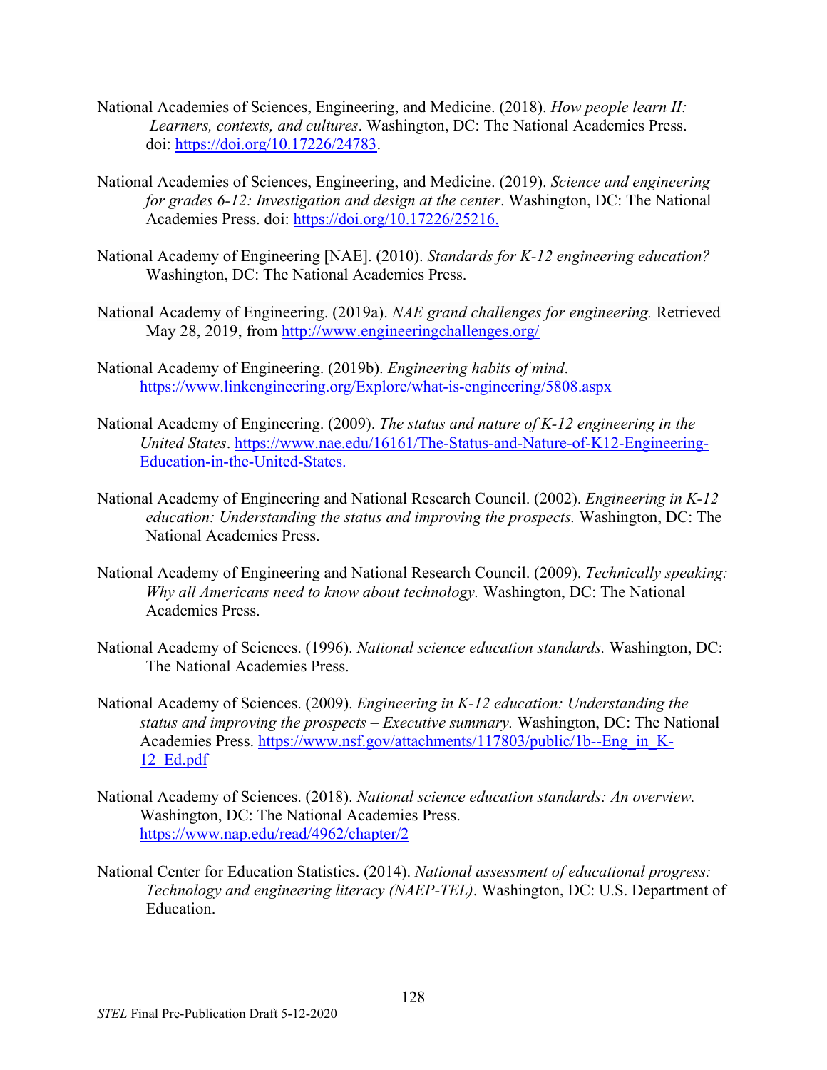National Academies of Sciences, Engineering, and Medicine. (2018). *How people learn II: Learners, contexts, and cultures*. Washington, DC: The National Academies Press. doi: https://doi.org/10.17226/24783.

National Academies of Sciences, Engineering, and Medicine. (2019). *Science and engineering for grades 6-12: Investigation and design at the center*. Washington, DC: The National Academies Press. doi: https://doi.org/10.17226/25216.

National Academy of Engineering [NAE]. (2010). *Standards for K-12 engineering education?* Washington, DC: The National Academies Press.

National Academy of Engineering. (2019a). *NAE grand challenges for engineering.* Retrieved May 28, 2019, from http://www.engineeringchallenges.org/

National Academy of Engineering. (2019b). *Engineering habits of mind*. https://www.linkengineering.org/Explore/what-is-engineering/5808.aspx

National Academy of Engineering. (2009). *The status and nature of K-12 engineering in the United States*. https://www.nae.edu/16161/The-Status-and-Nature-of-K12-Engineering-Education-in-the-United-States.

National Academy of Engineering and National Research Council. (2002). *Engineering in K-12 education: Understanding the status and improving the prospects.* Washington, DC: The National Academies Press.

National Academy of Engineering and National Research Council. (2009). *Technically speaking: Why all Americans need to know about technology.* Washington, DC: The National Academies Press.

National Academy of Sciences. (1996). *National science education standards.* Washington, DC: The National Academies Press.

National Academy of Sciences. (2009). *Engineering in K-12 education: Understanding the status and improving the prospects – Executive summary.* Washington, DC: The National Academies Press. https://www.nsf.gov/attachments/117803/public/1b--Eng_in_K-12_Ed.pdf

National Academy of Sciences. (2018). *National science education standards: An overview.* Washington, DC: The National Academies Press. https://www.nap.edu/read/4962/chapter/2

National Center for Education Statistics. (2014). *National assessment of educational progress: Technology and engineering literacy (NAEP-TEL)*. Washington, DC: U.S. Department of Education.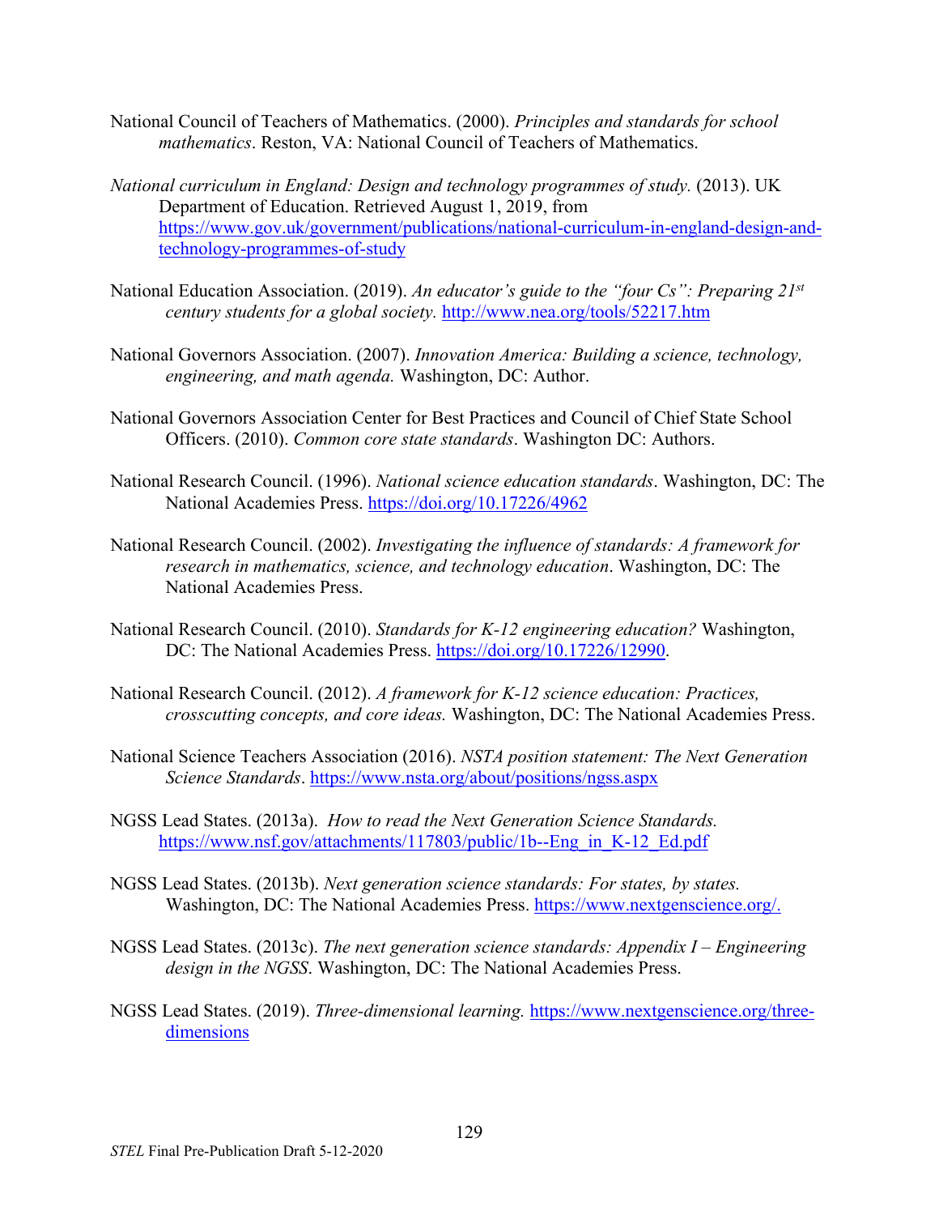National Council of Teachers of Mathematics. (2000). *Principles and standards for school mathematics*. Reston, VA: National Council of Teachers of Mathematics.

*National curriculum in England: Design and technology programmes of study.* (2013). UK Department of Education. Retrieved August 1, 2019, from https://www.gov.uk/government/publications/national-curriculum-in-england-design-and-technology-programmes-of-study

National Education Association. (2019). *An educator's guide to the "four Cs": Preparing 21st century students for a global society.* http://www.nea.org/tools/52217.htm

National Governors Association. (2007). *Innovation America: Building a science, technology, engineering, and math agenda.* Washington, DC: Author.

National Governors Association Center for Best Practices and Council of Chief State School Officers. (2010). *Common core state standards*. Washington DC: Authors.

National Research Council. (1996). *National science education standards*. Washington, DC: The National Academies Press. https://doi.org/10.17226/4962

National Research Council. (2002). *Investigating the influence of standards: A framework for research in mathematics, science, and technology education*. Washington, DC: The National Academies Press.

National Research Council. (2010). *Standards for K-12 engineering education?* Washington, DC: The National Academies Press. https://doi.org/10.17226/12990.

National Research Council. (2012). *A framework for K-12 science education: Practices, crosscutting concepts, and core ideas.* Washington, DC: The National Academies Press.

National Science Teachers Association (2016). *NSTA position statement: The Next Generation Science Standards*. https://www.nsta.org/about/positions/ngss.aspx

NGSS Lead States. (2013a). *How to read the Next Generation Science Standards.* https://www.nsf.gov/attachments/117803/public/1b--Eng_in_K-12_Ed.pdf

NGSS Lead States. (2013b). *Next generation science standards: For states, by states.* Washington, DC: The National Academies Press. https://www.nextgenscience.org/.

NGSS Lead States. (2013c). *The next generation science standards: Appendix I – Engineering design in the NGSS.* Washington, DC: The National Academies Press.

NGSS Lead States. (2019). *Three-dimensional learning.* https://www.nextgenscience.org/three-dimensions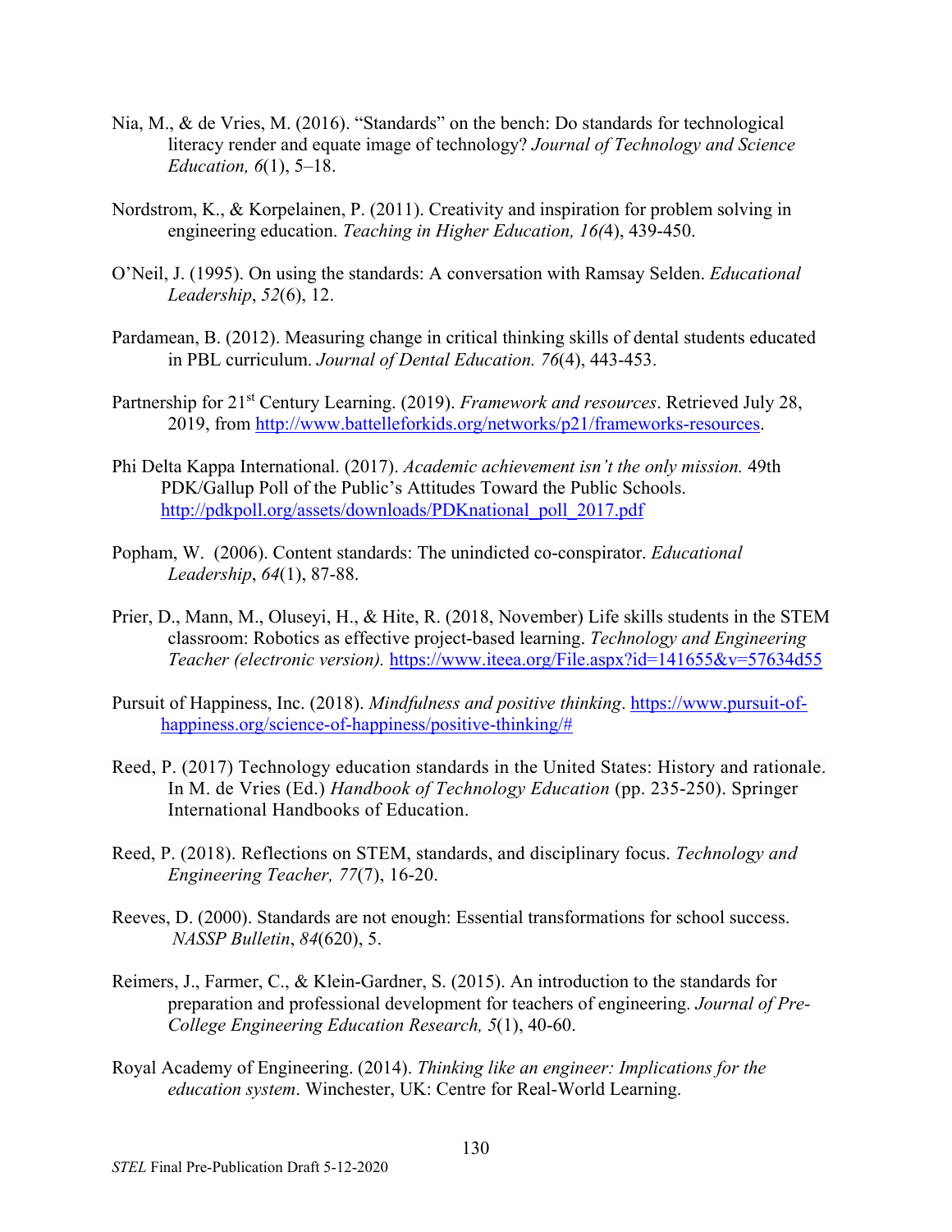Nia, M., & de Vries, M. (2016). “Standards” on the bench: Do standards for technological literacy render and equate image of technology? *Journal of Technology and Science Education, 6*(1), 5–18.

Nordstrom, K., & Korpelainen, P. (2011). Creativity and inspiration for problem solving in engineering education. *Teaching in Higher Education, 16(*4), 439-450.

O’Neil, J. (1995). On using the standards: A conversation with Ramsay Selden. *Educational Leadership*, *52*(6), 12.

Pardamean, B. (2012). Measuring change in critical thinking skills of dental students educated in PBL curriculum. *Journal of Dental Education. 76*(4), 443-453.

Partnership for 21st Century Learning. (2019). *Framework and resources*. Retrieved July 28, 2019, from http://www.battelleforkids.org/networks/p21/frameworks-resources.

Phi Delta Kappa International. (2017). *Academic achievement isn’t the only mission.* 49th PDK/Gallup Poll of the Public’s Attitudes Toward the Public Schools. http://pdkpoll.org/assets/downloads/PDKnational_poll_2017.pdf

Popham, W. (2006). Content standards: The unindicted co-conspirator. *Educational Leadership*, *64*(1), 87-88.

Prier, D., Mann, M., Oluseyi, H., & Hite, R. (2018, November) Life skills students in the STEM classroom: Robotics as effective project-based learning. *Technology and Engineering Teacher (electronic version).* https://www.iteea.org/File.aspx?id=141655&v=57634d55

Pursuit of Happiness, Inc. (2018). *Mindfulness and positive thinking*. https://www.pursuit-of-happiness.org/science-of-happiness/positive-thinking/#

Reed, P. (2017) Technology education standards in the United States: History and rationale. In M. de Vries (Ed.) *Handbook of Technology Education* (pp. 235-250). Springer International Handbooks of Education.

Reed, P. (2018). Reflections on STEM, standards, and disciplinary focus. *Technology and Engineering Teacher, 77*(7), 16-20.

Reeves, D. (2000). Standards are not enough: Essential transformations for school success. *NASSP Bulletin*, *84*(620), 5.

Reimers, J., Farmer, C., & Klein-Gardner, S. (2015). An introduction to the standards for preparation and professional development for teachers of engineering. *Journal of Pre-College Engineering Education Research, 5*(1), 40-60.

Royal Academy of Engineering. (2014). *Thinking like an engineer: Implications for the education system*. Winchester, UK: Centre for Real-World Learning.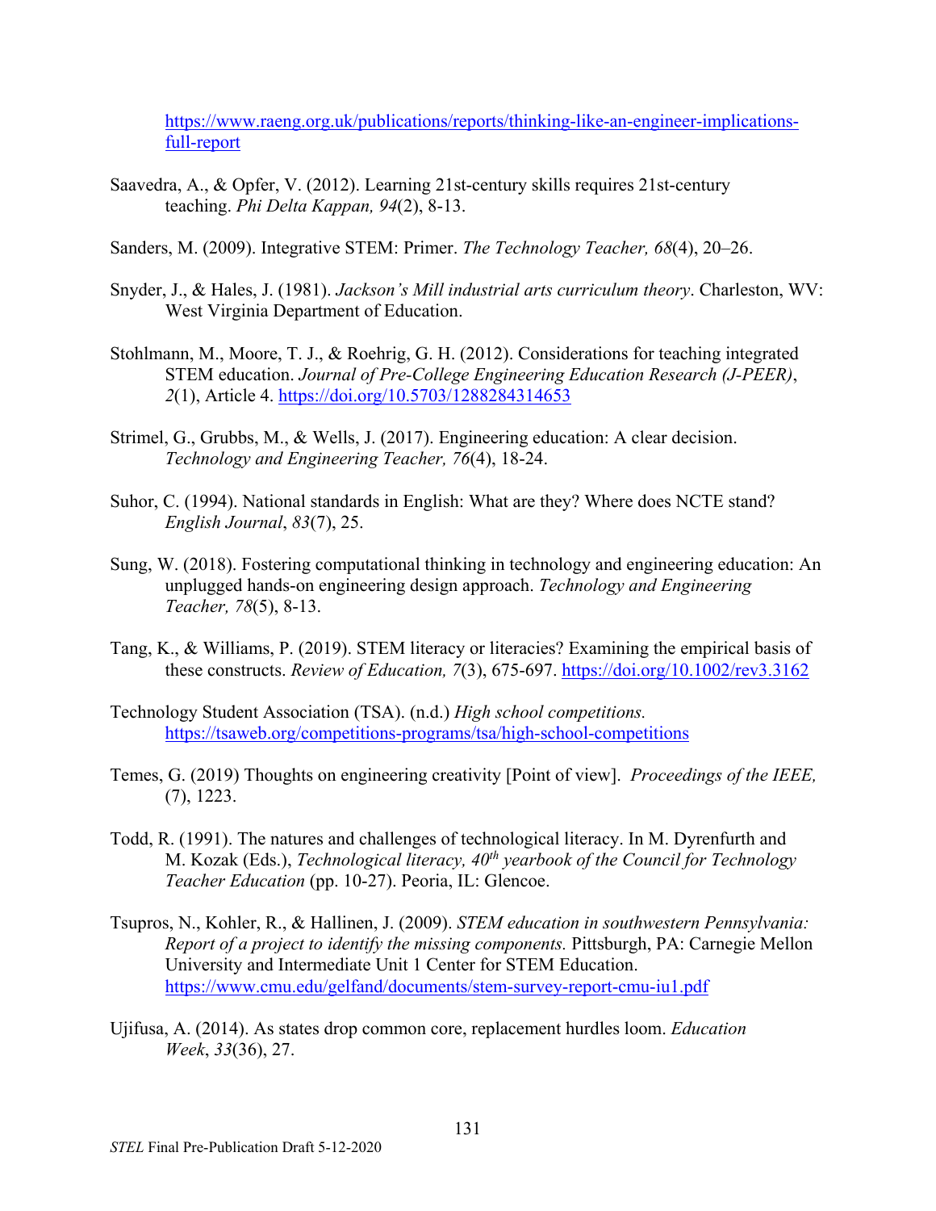https://www.raeng.org.uk/publications/reports/thinking-like-an-engineer-implications-full-report

Saavedra, A., & Opfer, V. (2012). Learning 21st-century skills requires 21st-century teaching. *Phi Delta Kappan, 94*(2), 8-13.

Sanders, M. (2009). Integrative STEM: Primer. *The Technology Teacher, 68*(4), 20–26.

Snyder, J., & Hales, J. (1981). *Jackson's Mill industrial arts curriculum theory*. Charleston, WV: West Virginia Department of Education.

Stohlmann, M., Moore, T. J., & Roehrig, G. H. (2012). Considerations for teaching integrated STEM education. *Journal of Pre-College Engineering Education Research (J-PEER)*, *2*(1), Article 4. https://doi.org/10.5703/1288284314653

Strimel, G., Grubbs, M., & Wells, J. (2017). Engineering education: A clear decision. *Technology and Engineering Teacher, 76*(4), 18-24.

Suhor, C. (1994). National standards in English: What are they? Where does NCTE stand? *English Journal*, *83*(7), 25.

Sung, W. (2018). Fostering computational thinking in technology and engineering education: An unplugged hands-on engineering design approach. *Technology and Engineering Teacher, 78*(5), 8-13.

Tang, K., & Williams, P. (2019). STEM literacy or literacies? Examining the empirical basis of these constructs. *Review of Education, 7*(3), 675-697. https://doi.org/10.1002/rev3.3162

Technology Student Association (TSA). (n.d.) *High school competitions.* https://tsaweb.org/competitions-programs/tsa/high-school-competitions

Temes, G. (2019) Thoughts on engineering creativity [Point of view]. *Proceedings of the IEEE,* (7), 1223.

Todd, R. (1991). The natures and challenges of technological literacy. In M. Dyrenfurth and M. Kozak (Eds.), *Technological literacy, 40th yearbook of the Council for Technology Teacher Education* (pp. 10-27). Peoria, IL: Glencoe.

Tsupros, N., Kohler, R., & Hallinen, J. (2009). *STEM education in southwestern Pennsylvania: Report of a project to identify the missing components.* Pittsburgh, PA: Carnegie Mellon University and Intermediate Unit 1 Center for STEM Education. https://www.cmu.edu/gelfand/documents/stem-survey-report-cmu-iu1.pdf

Ujifusa, A. (2014). As states drop common core, replacement hurdles loom. *Education Week*, *33*(36), 27.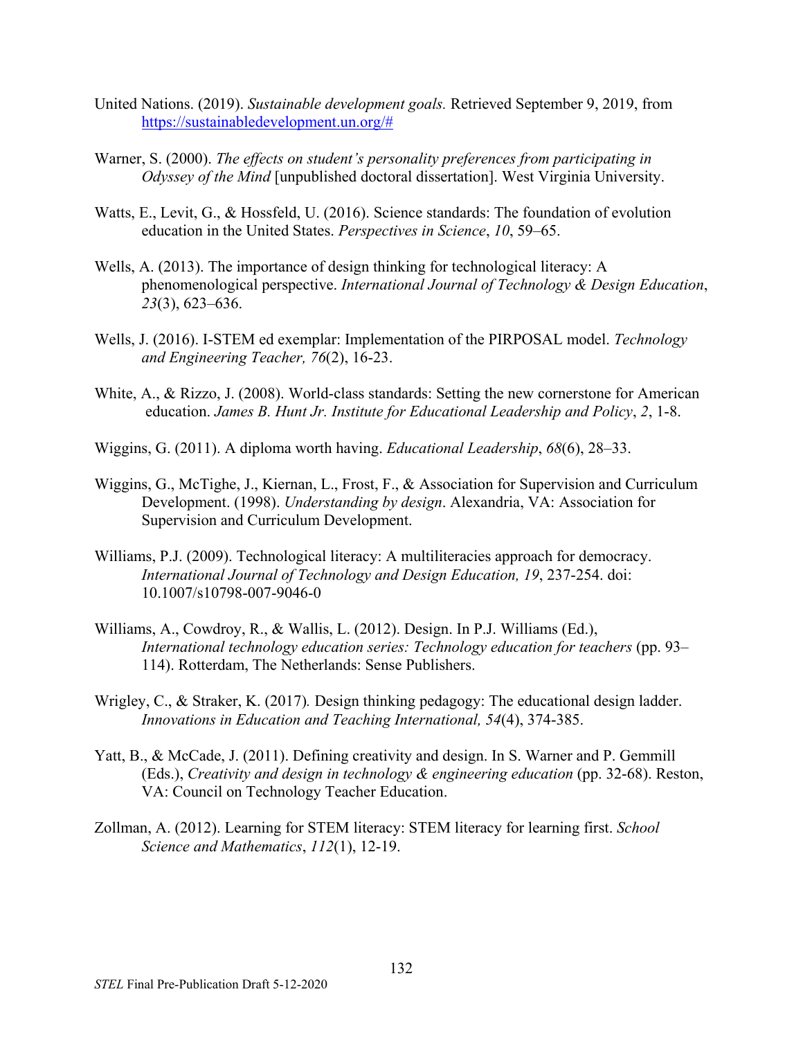United Nations. (2019). *Sustainable development goals.* Retrieved September 9, 2019, from https://sustainabledevelopment.un.org/#

Warner, S. (2000). *The effects on student's personality preferences from participating in Odyssey of the Mind* [unpublished doctoral dissertation]. West Virginia University.

Watts, E., Levit, G., & Hossfeld, U. (2016). Science standards: The foundation of evolution education in the United States. *Perspectives in Science*, *10*, 59–65.

Wells, A. (2013). The importance of design thinking for technological literacy: A phenomenological perspective. *International Journal of Technology & Design Education*, *23*(3), 623–636.

Wells, J. (2016). I-STEM ed exemplar: Implementation of the PIRPOSAL model. *Technology and Engineering Teacher, 76*(2), 16-23.

White, A., & Rizzo, J. (2008). World-class standards: Setting the new cornerstone for American education. *James B. Hunt Jr. Institute for Educational Leadership and Policy*, *2*, 1-8.

Wiggins, G. (2011). A diploma worth having. *Educational Leadership*, *68*(6), 28–33.

Wiggins, G., McTighe, J., Kiernan, L., Frost, F., & Association for Supervision and Curriculum Development. (1998). *Understanding by design*. Alexandria, VA: Association for Supervision and Curriculum Development.

Williams, P.J. (2009). Technological literacy: A multiliteracies approach for democracy. *International Journal of Technology and Design Education, 19*, 237-254. doi: 10.1007/s10798-007-9046-0

Williams, A., Cowdroy, R., & Wallis, L. (2012). Design. In P.J. Williams (Ed.), *International technology education series: Technology education for teachers* (pp. 93–114). Rotterdam, The Netherlands: Sense Publishers.

Wrigley, C., & Straker, K. (2017). Design thinking pedagogy: The educational design ladder. *Innovations in Education and Teaching International, 54*(4), 374-385.

Yatt, B., & McCade, J. (2011). Defining creativity and design. In S. Warner and P. Gemmill (Eds.), *Creativity and design in technology & engineering education* (pp. 32-68). Reston, VA: Council on Technology Teacher Education.

Zollman, A. (2012). Learning for STEM literacy: STEM literacy for learning first. *School Science and Mathematics*, *112*(1), 12-19.